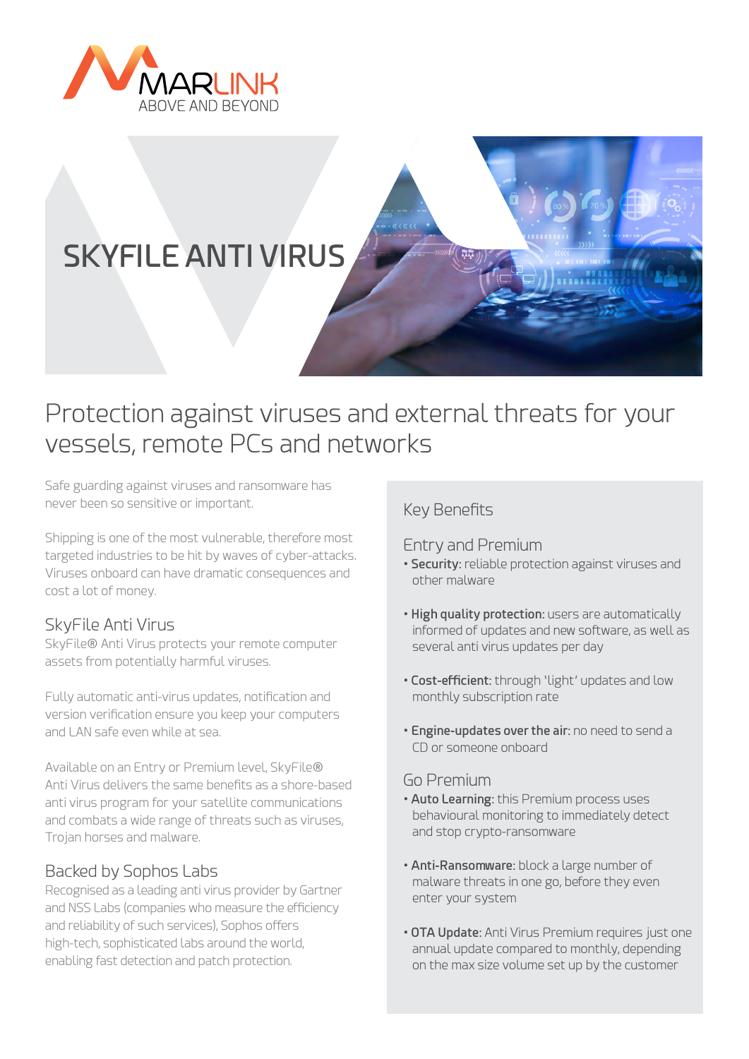MARLINK
ABOVE AND BEYOND

# SKYFILE ANTI VIRUS

## Protection against viruses and external threats for your vessels, remote PCs and networks

Safe guarding against viruses and ransomware has never been so sensitive or important.

Shipping is one of the most vulnerable, therefore most targeted industries to be hit by waves of cyber-attacks. Viruses onboard can have dramatic consequences and cost a lot of money.

### SkyFile Anti Virus

SkyFile® Anti Virus protects your remote computer assets from potentially harmful viruses.

Fully automatic anti-virus updates, notification and version verification ensure you keep your computers and LAN safe even while at sea.

Available on an Entry or Premium level, SkyFile® Anti Virus delivers the same benefits as a shore-based anti virus program for your satellite communications and combats a wide range of threats such as viruses, Trojan horses and malware.

### Backed by Sophos Labs

Recognised as a leading anti virus provider by Gartner and NSS Labs (companies who measure the efficiency and reliability of such services), Sophos offers high-tech, sophisticated labs around the world, enabling fast detection and patch protection.

## Key Benefits

### Entry and Premium

- **Security:** reliable protection against viruses and other malware
- **High quality protection:** users are automatically informed of updates and new software, as well as several anti virus updates per day
- **Cost-efficient:** through 'light' updates and low monthly subscription rate
- **Engine-updates over the air:** no need to send a CD or someone onboard

### Go Premium

- **Auto Learning:** this Premium process uses behavioural monitoring to immediately detect and stop crypto-ransomware
- **Anti-Ransomware:** block a large number of malware threats in one go, before they even enter your system
- **OTA Update:** Anti Virus Premium requires just one annual update compared to monthly, depending on the max size volume set up by the customer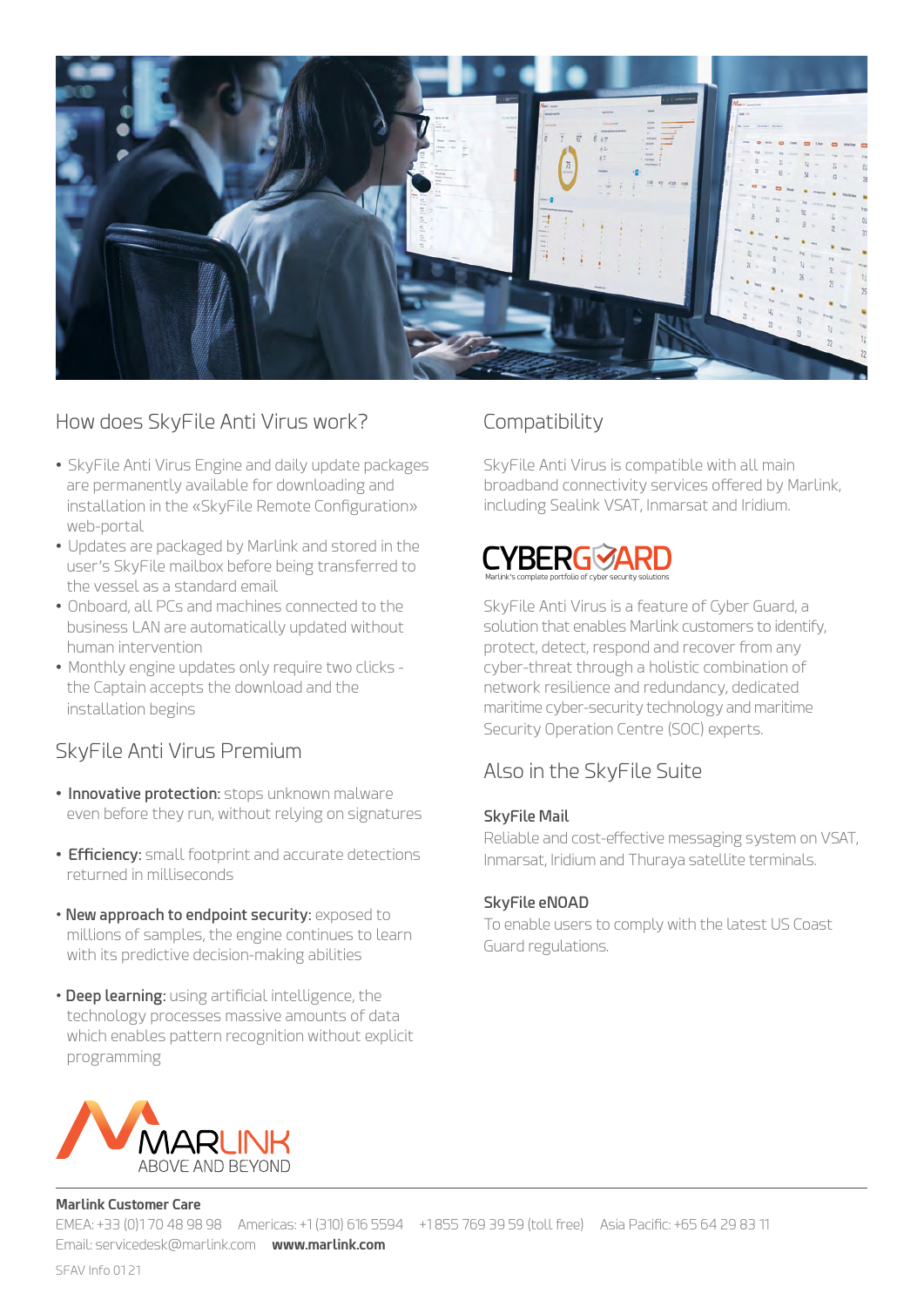## How does SkyFile Anti Virus work?

- SkyFile Anti Virus Engine and daily update packages are permanently available for downloading and installation in the «SkyFile Remote Configuration» web-portal
- Updates are packaged by Marlink and stored in the user's SkyFile mailbox before being transferred to the vessel as a standard email
- Onboard, all PCs and machines connected to the business LAN are automatically updated without human intervention
- Monthly engine updates only require two clicks - the Captain accepts the download and the installation begins

## SkyFile Anti Virus Premium

- **Innovative protection:** stops unknown malware even before they run, without relying on signatures
- **Efficiency:** small footprint and accurate detections returned in milliseconds
- **New approach to endpoint security:** exposed to millions of samples, the engine continues to learn with its predictive decision-making abilities
- **Deep learning:** using artificial intelligence, the technology processes massive amounts of data which enables pattern recognition without explicit programming

## Compatibility

SkyFile Anti Virus is compatible with all main broadband connectivity services offered by Marlink, including Sealink VSAT, Inmarsat and Iridium.

CYBERGUARD
Marlink's complete portfolio of cyber security solutions

SkyFile Anti Virus is a feature of Cyber Guard, a solution that enables Marlink customers to identify, protect, detect, respond and recover from any cyber-threat through a holistic combination of network resilience and redundancy, dedicated maritime cyber-security technology and maritime Security Operation Centre (SOC) experts.

## Also in the SkyFile Suite

**SkyFile Mail**
Reliable and cost-effective messaging system on VSAT, Inmarsat, Iridium and Thuraya satellite terminals.

**SkyFile eNOAD**
To enable users to comply with the latest US Coast Guard regulations.

MARLINK
ABOVE AND BEYOND

**Marlink Customer Care**
EMEA: +33 (0)1 70 48 98 98 Americas: +1 (310) 616 5594 +1 855 769 39 59 (toll free) Asia Pacific: +65 64 29 83 11
Email: servicedesk@marlink.com **www.marlink.com**

SFAV Info 01 21